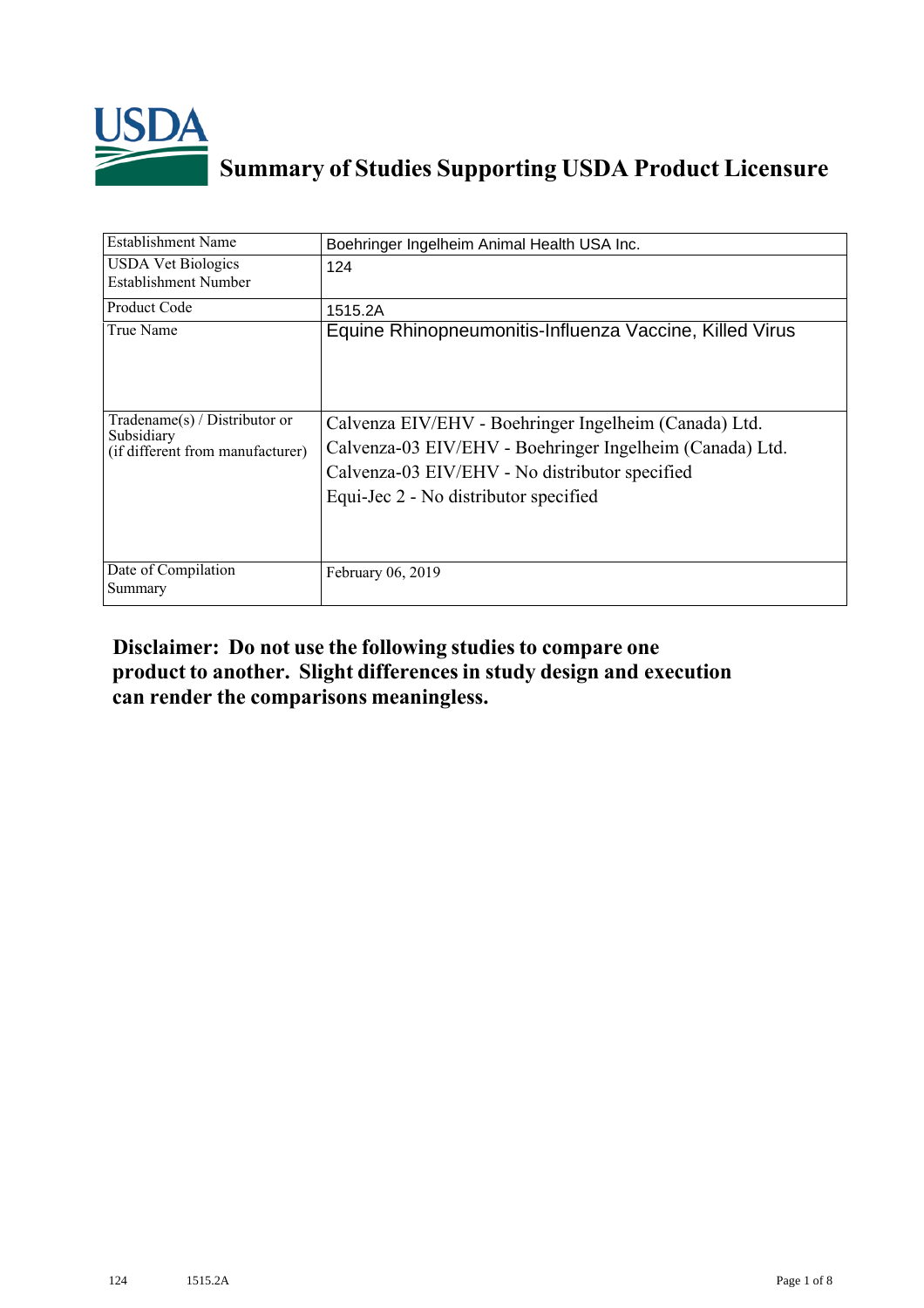# Summary of Studies Supporting USDA Product Licensure

| Establishment Name | Boehringer Ingelheim Animal Health USA Inc. |
|---|---|
| USDA Vet Biologics Establishment Number | 124 |
| Product Code | 1515.2A |
| True Name | Equine Rhinopneumonitis-Influenza Vaccine, Killed Virus |
| Tradename(s) / Distributor or Subsidiary (if different from manufacturer) | Calvenza EIV/EHV - Boehringer Ingelheim (Canada) Ltd.<br>Calvenza-03 EIV/EHV - Boehringer Ingelheim (Canada) Ltd.<br>Calvenza-03 EIV/EHV - No distributor specified<br>Equi-Jec 2 - No distributor specified |
| Date of Compilation Summary | February 06, 2019 |

**Disclaimer: Do not use the following studies to compare one product to another. Slight differences in study design and execution can render the comparisons meaningless.**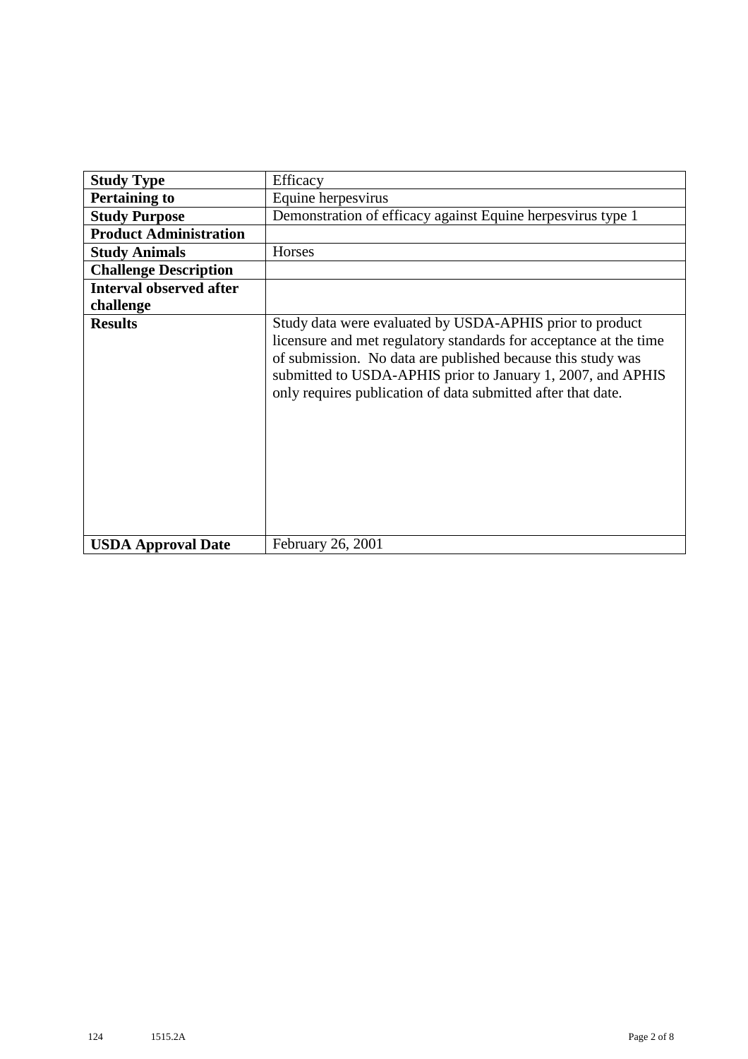| Study Type | Efficacy |
|---|---|
| **Pertaining to** | Equine herpesvirus |
| **Study Purpose** | Demonstration of efficacy against Equine herpesvirus type 1 |
| **Product Administration** | |
| **Study Animals** | Horses |
| **Challenge Description** | |
| **Interval observed after challenge** | |
| **Results** | Study data were evaluated by USDA-APHIS prior to product licensure and met regulatory standards for acceptance at the time of submission. No data are published because this study was submitted to USDA-APHIS prior to January 1, 2007, and APHIS only requires publication of data submitted after that date. |
| **USDA Approval Date** | February 26, 2001 |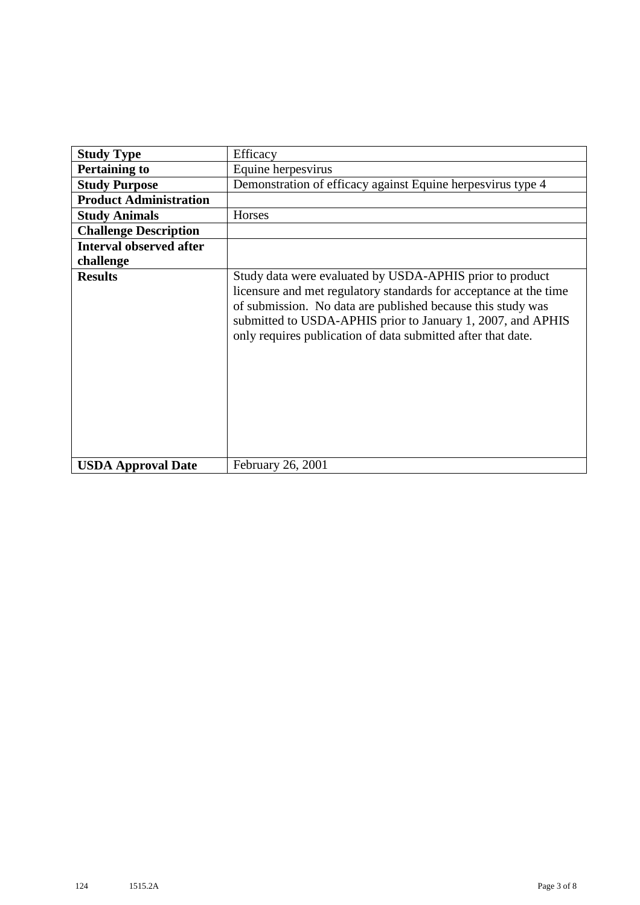| **Study Type** | Efficacy |
|---|---|
| **Pertaining to** | Equine herpesvirus |
| **Study Purpose** | Demonstration of efficacy against Equine herpesvirus type 4 |
| **Product Administration** | |
| **Study Animals** | Horses |
| **Challenge Description** | |
| **Interval observed after challenge** | |
| **Results** | Study data were evaluated by USDA-APHIS prior to product licensure and met regulatory standards for acceptance at the time of submission. No data are published because this study was submitted to USDA-APHIS prior to January 1, 2007, and APHIS only requires publication of data submitted after that date. |
| **USDA Approval Date** | February 26, 2001 |

124 1515.2A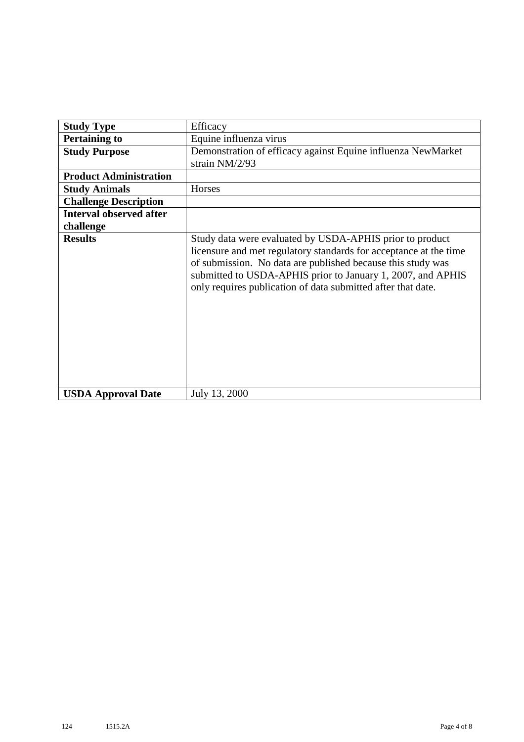| **Study Type** | Efficacy |
|---|---|
| **Pertaining to** | Equine influenza virus |
| **Study Purpose** | Demonstration of efficacy against Equine influenza NewMarket strain NM/2/93 |
| **Product Administration** | |
| **Study Animals** | Horses |
| **Challenge Description** | |
| **Interval observed after challenge** | |
| **Results** | Study data were evaluated by USDA-APHIS prior to product licensure and met regulatory standards for acceptance at the time of submission. No data are published because this study was submitted to USDA-APHIS prior to January 1, 2007, and APHIS only requires publication of data submitted after that date. |
| **USDA Approval Date** | July 13, 2000 |

124 1515.2A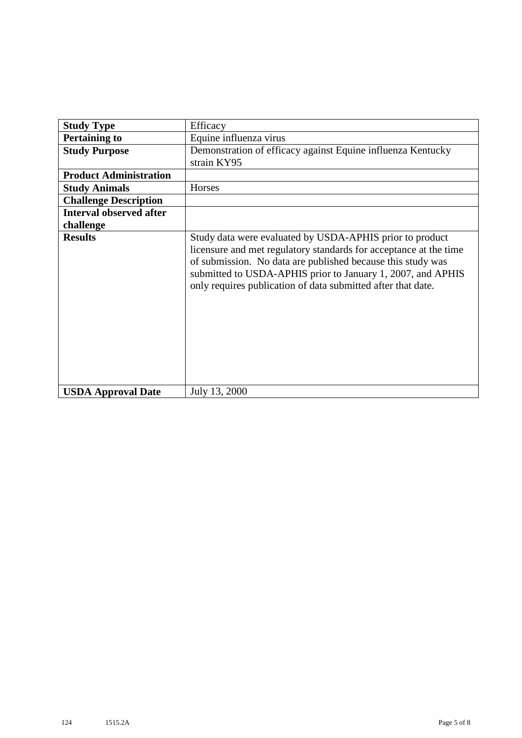| **Study Type** | Efficacy |
|---|---|
| **Pertaining to** | Equine influenza virus |
| **Study Purpose** | Demonstration of efficacy against Equine influenza Kentucky strain KY95 |
| **Product Administration** | |
| **Study Animals** | Horses |
| **Challenge Description** | |
| **Interval observed after challenge** | |
| **Results** | Study data were evaluated by USDA-APHIS prior to product licensure and met regulatory standards for acceptance at the time of submission. No data are published because this study was submitted to USDA-APHIS prior to January 1, 2007, and APHIS only requires publication of data submitted after that date. |
| **USDA Approval Date** | July 13, 2000 |

124 1515.2A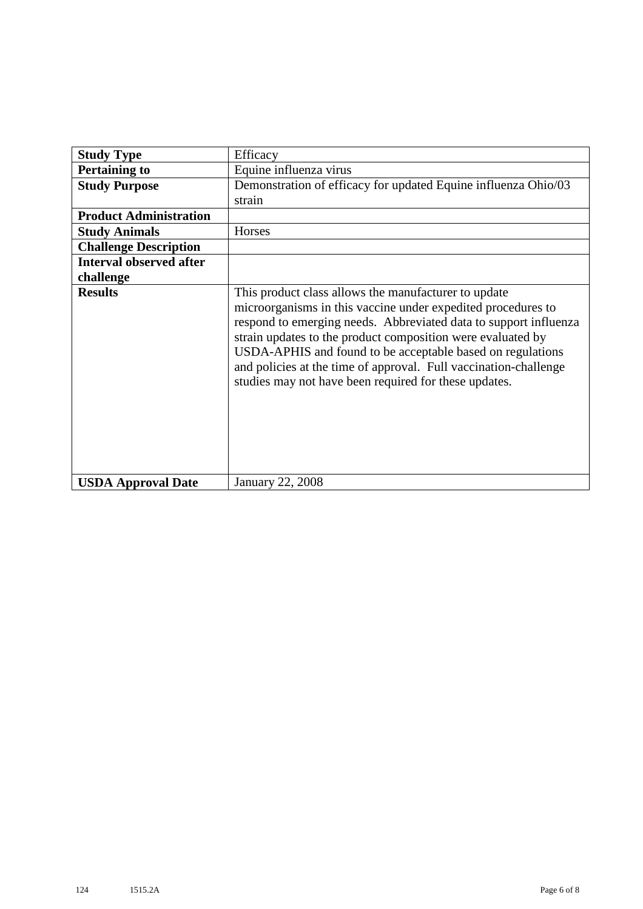| Study Type | Efficacy |
| --- | --- |
| **Pertaining to** | Equine influenza virus |
| **Study Purpose** | Demonstration of efficacy for updated Equine influenza Ohio/03 strain |
| **Product Administration** | |
| **Study Animals** | Horses |
| **Challenge Description** | |
| **Interval observed after challenge** | |
| **Results** | This product class allows the manufacturer to update microorganisms in this vaccine under expedited procedures to respond to emerging needs. Abbreviated data to support influenza strain updates to the product composition were evaluated by USDA-APHIS and found to be acceptable based on regulations and policies at the time of approval. Full vaccination-challenge studies may not have been required for these updates. |
| **USDA Approval Date** | January 22, 2008 |

124 1515.2A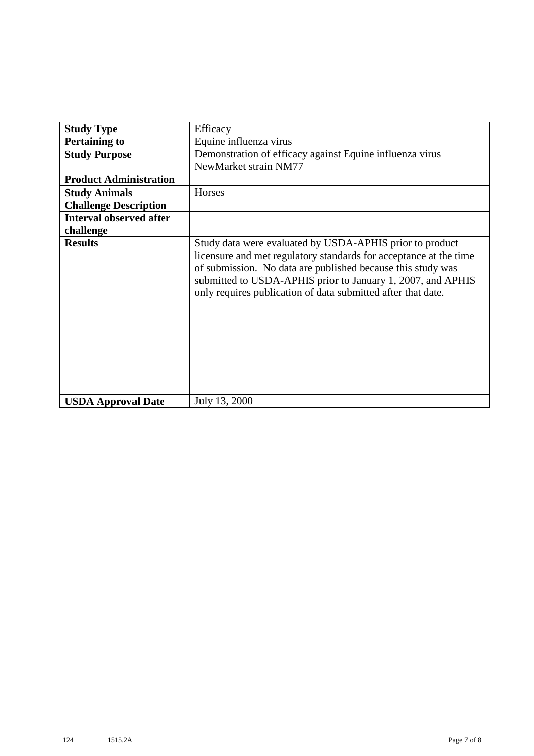| **Study Type** | Efficacy |
|---|---|
| **Pertaining to** | Equine influenza virus |
| **Study Purpose** | Demonstration of efficacy against Equine influenza virus NewMarket strain NM77 |
| **Product Administration** | |
| **Study Animals** | Horses |
| **Challenge Description** | |
| **Interval observed after challenge** | |
| **Results** | Study data were evaluated by USDA-APHIS prior to product licensure and met regulatory standards for acceptance at the time of submission. No data are published because this study was submitted to USDA-APHIS prior to January 1, 2007, and APHIS only requires publication of data submitted after that date. |
| **USDA Approval Date** | July 13, 2000 |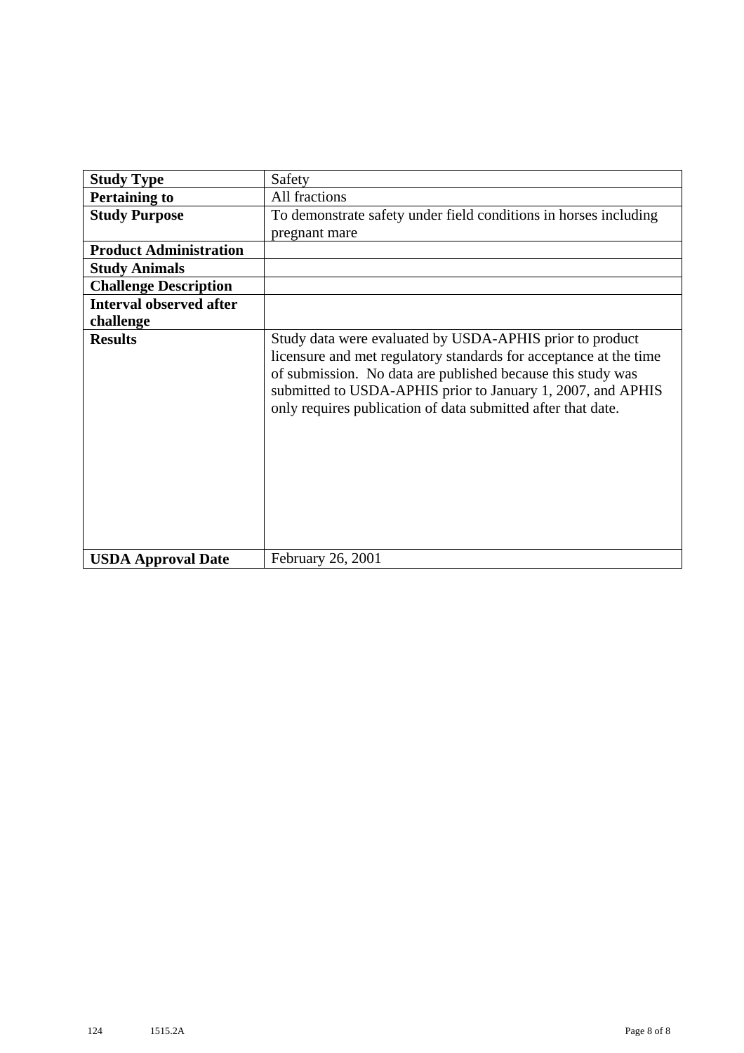| | |
|---|---|
| **Study Type** | Safety |
| **Pertaining to** | All fractions |
| **Study Purpose** | To demonstrate safety under field conditions in horses including pregnant mare |
| **Product Administration** | |
| **Study Animals** | |
| **Challenge Description** | |
| **Interval observed after challenge** | |
| **Results** | Study data were evaluated by USDA-APHIS prior to product licensure and met regulatory standards for acceptance at the time of submission. No data are published because this study was submitted to USDA-APHIS prior to January 1, 2007, and APHIS only requires publication of data submitted after that date. |
| **USDA Approval Date** | February 26, 2001 |

124 1515.2A